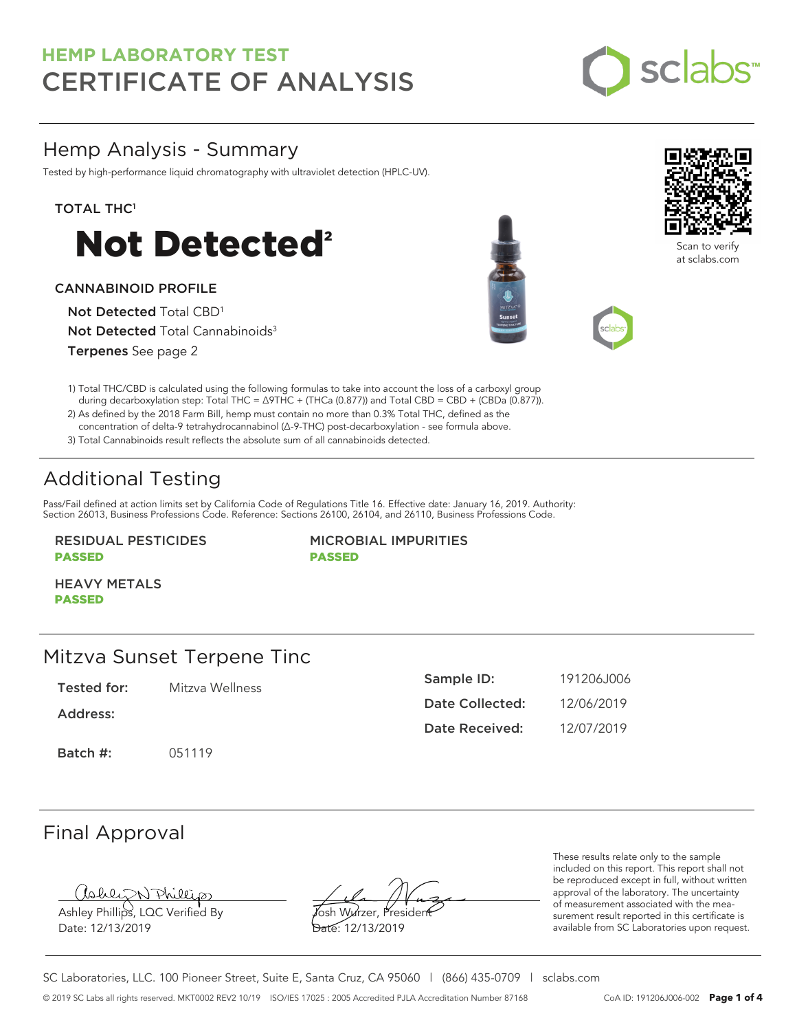# HEMP LABORATORY TEST
# CERTIFICATE OF ANALYSIS

## Hemp Analysis - Summary

Tested by high-performance liquid chromatography with ultraviolet detection (HPLC-UV).

**TOTAL THC[1]**

# Not Detected[2]

**CANNABINOID PROFILE**

**Not Detected** Total CBD[1]

**Not Detected** Total Cannabinoids[3]

**Terpenes** See page 2

Scan to verify at sclabs.com

1) Total THC/CBD is calculated using the following formulas to take into account the loss of a carboxyl group during decarboxylation step: Total THC = Δ9THC + (THCa (0.877)) and Total CBD = CBD + (CBDa (0.877)).

2) As defined by the 2018 Farm Bill, hemp must contain no more than 0.3% Total THC, defined as the concentration of delta-9 tetrahydrocannabinol (Δ-9-THC) post-decarboxylation - see formula above.

3) Total Cannabinoids result reflects the absolute sum of all cannabinoids detected.

## Additional Testing

Pass/Fail defined at action limits set by California Code of Regulations Title 16. Effective date: January 16, 2019. Authority: Section 26013, Business Professions Code. Reference: Sections 26100, 26104, and 26110, Business Professions Code.

**RESIDUAL PESTICIDES**
**PASSED**

**MICROBIAL IMPURITIES**
**PASSED**

**HEAVY METALS**
**PASSED**

## Mitzva Sunset Terpene Tinc

| | |
|---|---|
| **Tested for:** | Mitzva Wellness |
| **Address:** | |
| **Batch #:** | 051119 |
| **Sample ID:** | 191206J006 |
| **Date Collected:** | 12/06/2019 |
| **Date Received:** | 12/07/2019 |

## Final Approval

Ashley Phillips, LQC Verified By
Date: 12/13/2019

Josh Wurzer, President
Date: 12/13/2019

These results relate only to the sample included on this report. This report shall not be reproduced except in full, without written approval of the laboratory. The uncertainty of measurement associated with the measurement result reported in this certificate is available from SC Laboratories upon request.

SC Laboratories, LLC. 100 Pioneer Street, Suite E, Santa Cruz, CA 95060 | (866) 435-0709 | sclabs.com

© 2019 SC Labs all rights reserved. MKT0002 REV2 10/19 ISO/IES 17025 : 2005 Accredited PJLA Accreditation Number 87168 CoA ID: 191206J006-002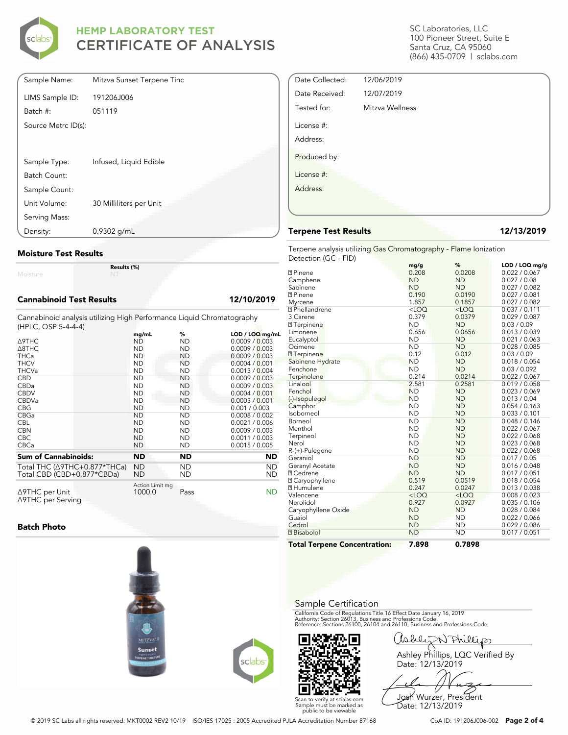# HEMP LABORATORY TEST
# CERTIFICATE OF ANALYSIS

SC Laboratories, LLC
100 Pioneer Street, Suite E
Santa Cruz, CA 95060
(866) 435-0709 | sclabs.com

| | |
|---|---|
| Sample Name: | Mitzva Sunset Terpene Tinc |
| LIMS Sample ID: | 191206J006 |
| Batch #: | 051119 |
| Source Metrc ID(s): | |
| Sample Type: | Infused, Liquid Edible |
| Batch Count: | |
| Sample Count: | |
| Unit Volume: | 30 Milliliters per Unit |
| Serving Mass: | |
| Density: | 0.9302 g/mL |

| | |
|---|---|
| Date Collected: | 12/06/2019 |
| Date Received: | 12/07/2019 |
| Tested for: | Mitzva Wellness |
| License #: | |
| Address: | |
| Produced by: | |
| License #: | |
| Address: | |

## Moisture Test Results

| | Results (%) |
|---|---|
| Moisture | NT |

## Cannabinoid Test Results — 12/10/2019

Cannabinoid analysis utilizing High Performance Liquid Chromatography (HPLC, QSP 5-4-4-4)

| | mg/mL | % | LOD / LOQ mg/mL |
|---|---|---|---|
| Δ9THC | ND | ND | 0.0009 / 0.003 |
| Δ8THC | ND | ND | 0.0009 / 0.003 |
| THCa | ND | ND | 0.0009 / 0.003 |
| THCV | ND | ND | 0.0004 / 0.001 |
| THCVa | ND | ND | 0.0013 / 0.004 |
| CBD | ND | ND | 0.0009 / 0.003 |
| CBDa | ND | ND | 0.0009 / 0.003 |
| CBDV | ND | ND | 0.0004 / 0.001 |
| CBDVa | ND | ND | 0.0003 / 0.001 |
| CBG | ND | ND | 0.001 / 0.003 |
| CBGa | ND | ND | 0.0008 / 0.002 |
| CBL | ND | ND | 0.0021 / 0.006 |
| CBN | ND | ND | 0.0009 / 0.003 |
| CBC | ND | ND | 0.0011 / 0.003 |
| CBCa | ND | ND | 0.0015 / 0.005 |
| **Sum of Cannabinoids:** | **ND** | **ND** | **ND** |
| Total THC (Δ9THC+0.877*THCa) | ND | ND | ND |
| Total CBD (CBD+0.877*CBDa) | ND | ND | ND |

| | Action Limit mg | | |
|---|---|---|---|
| Δ9THC per Unit | 1000.0 | Pass | ND |
| Δ9THC per Serving | | | |

## Batch Photo

## Terpene Test Results — 12/13/2019

Terpene analysis utilizing Gas Chromatography - Flame Ionization Detection (GC - FID)

| | mg/g | % | LOD / LOQ mg/g |
|---|---|---|---|
| ? Pinene | 0.208 | 0.0208 | 0.022 / 0.067 |
| Camphene | ND | ND | 0.027 / 0.08 |
| Sabinene | ND | ND | 0.027 / 0.082 |
| ? Pinene | 0.190 | 0.0190 | 0.027 / 0.081 |
| Myrcene | 1.857 | 0.1857 | 0.027 / 0.082 |
| ? Phellandrene | <LOQ | <LOQ | 0.037 / 0.111 |
| 3 Carene | 0.379 | 0.0379 | 0.029 / 0.087 |
| ? Terpinene | ND | ND | 0.03 / 0.09 |
| Limonene | 0.656 | 0.0656 | 0.013 / 0.039 |
| Eucalyptol | ND | ND | 0.021 / 0.063 |
| Ocimene | ND | ND | 0.028 / 0.085 |
| ? Terpinene | 0.12 | 0.012 | 0.03 / 0.09 |
| Sabinene Hydrate | ND | ND | 0.018 / 0.054 |
| Fenchone | ND | ND | 0.03 / 0.092 |
| Terpinolene | 0.214 | 0.0214 | 0.022 / 0.067 |
| Linalool | 2.581 | 0.2581 | 0.019 / 0.058 |
| Fenchol | ND | ND | 0.023 / 0.069 |
| (-)-Isopulegol | ND | ND | 0.013 / 0.04 |
| Camphor | ND | ND | 0.054 / 0.163 |
| Isoborneol | ND | ND | 0.033 / 0.101 |
| Borneol | ND | ND | 0.048 / 0.146 |
| Menthol | ND | ND | 0.022 / 0.067 |
| Terpineol | ND | ND | 0.022 / 0.068 |
| Nerol | ND | ND | 0.023 / 0.068 |
| R-(+)-Pulegone | ND | ND | 0.022 / 0.068 |
| Geraniol | ND | ND | 0.017 / 0.05 |
| Geranyl Acetate | ND | ND | 0.016 / 0.048 |
| ? Cedrene | ND | ND | 0.017 / 0.051 |
| ? Caryophyllene | 0.519 | 0.0519 | 0.018 / 0.054 |
| ? Humulene | 0.247 | 0.0247 | 0.013 / 0.038 |
| Valencene | <LOQ | <LOQ | 0.008 / 0.023 |
| Nerolidol | 0.927 | 0.0927 | 0.035 / 0.106 |
| Caryophyllene Oxide | ND | ND | 0.028 / 0.084 |
| Guaiol | ND | ND | 0.022 / 0.066 |
| Cedrol | ND | ND | 0.029 / 0.086 |
| ? Bisabolol | ND | ND | 0.017 / 0.051 |
| **Total Terpene Concentration:** | **7.898** | **0.7898** | |

## Sample Certification

California Code of Regulations Title 16 Effect Date January 16, 2019
Authority: Section 26013, Business and Professions Code.
Reference: Sections 26100, 26104 and 26110, Business and Professions Code.

Scan to verify at sclabs.com
Sample must be marked as public to be viewable

Ashley Phillips, LQC Verified By
Date: 12/13/2019

Josh Wurzer, President
Date: 12/13/2019

© 2019 SC Labs all rights reserved. MKT0002 REV2 10/19 ISO/IES 17025 : 2005 Accredited PJLA Accreditation Number 87168

CoA ID: 191206J006-002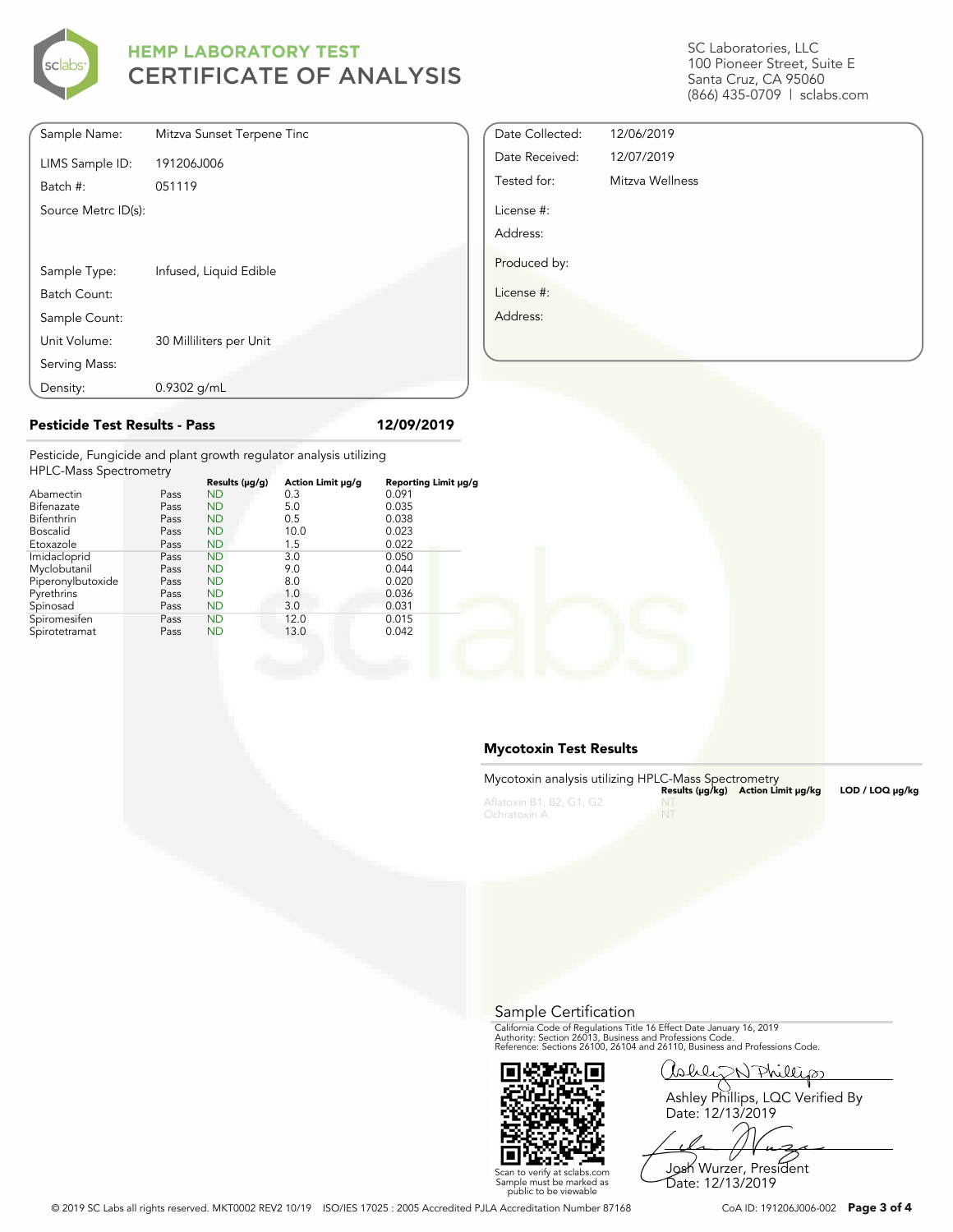# HEMP LABORATORY TEST
# CERTIFICATE OF ANALYSIS

SC Laboratories, LLC
100 Pioneer Street, Suite E
Santa Cruz, CA 95060
(866) 435-0709 | sclabs.com

| | |
|---|---|
| Sample Name: | Mitzva Sunset Terpene Tinc |
| LIMS Sample ID: | 191206J006 |
| Batch #: | 051119 |
| Source Metrc ID(s): | |
| Sample Type: | Infused, Liquid Edible |
| Batch Count: | |
| Sample Count: | |
| Unit Volume: | 30 Milliliters per Unit |
| Serving Mass: | |
| Density: | 0.9302 g/mL |

| | |
|---|---|
| Date Collected: | 12/06/2019 |
| Date Received: | 12/07/2019 |
| Tested for: | Mitzva Wellness |
| License #: | |
| Address: | |
| Produced by: | |
| License #: | |
| Address: | |

## Pesticide Test Results - Pass

12/09/2019

Pesticide, Fungicide and plant growth regulator analysis utilizing HPLC-Mass Spectrometry

| | | Results (μg/g) | Action Limit μg/g | Reporting Limit μg/g |
|---|---|---|---|---|
| Abamectin | Pass | ND | 0.3 | 0.091 |
| Bifenazate | Pass | ND | 5.0 | 0.035 |
| Bifenthrin | Pass | ND | 0.5 | 0.038 |
| Boscalid | Pass | ND | 10.0 | 0.023 |
| Etoxazole | Pass | ND | 1.5 | 0.022 |
| Imidacloprid | Pass | ND | 3.0 | 0.050 |
| Myclobutanil | Pass | ND | 9.0 | 0.044 |
| Piperonylbutoxide | Pass | ND | 8.0 | 0.020 |
| Pyrethrins | Pass | ND | 1.0 | 0.036 |
| Spinosad | Pass | ND | 3.0 | 0.031 |
| Spiromesifen | Pass | ND | 12.0 | 0.015 |
| Spirotetramat | Pass | ND | 13.0 | 0.042 |

## Mycotoxin Test Results

Mycotoxin analysis utilizing HPLC-Mass Spectrometry

| | Results (μg/kg) | Action Limit μg/kg | LOD / LOQ μg/kg |
|---|---|---|---|
| Aflatoxin B1, B2, G1, G2 | NT | | |
| Ochratoxin A | NT | | |

## Sample Certification

California Code of Regulations Title 16 Effect Date January 16, 2019
Authority: Section 26013, Business and Professions Code.
Reference: Sections 26100, 26104 and 26110, Business and Professions Code.

Scan to verify at sclabs.com
Sample must be marked as public to be viewable

Ashley Phillips, LQC Verified By
Date: 12/13/2019

Josh Wurzer, President
Date: 12/13/2019

© 2019 SC Labs all rights reserved. MKT0002 REV2 10/19 ISO/IES 17025 : 2005 Accredited PJLA Accreditation Number 87168

CoA ID: 191206J006-002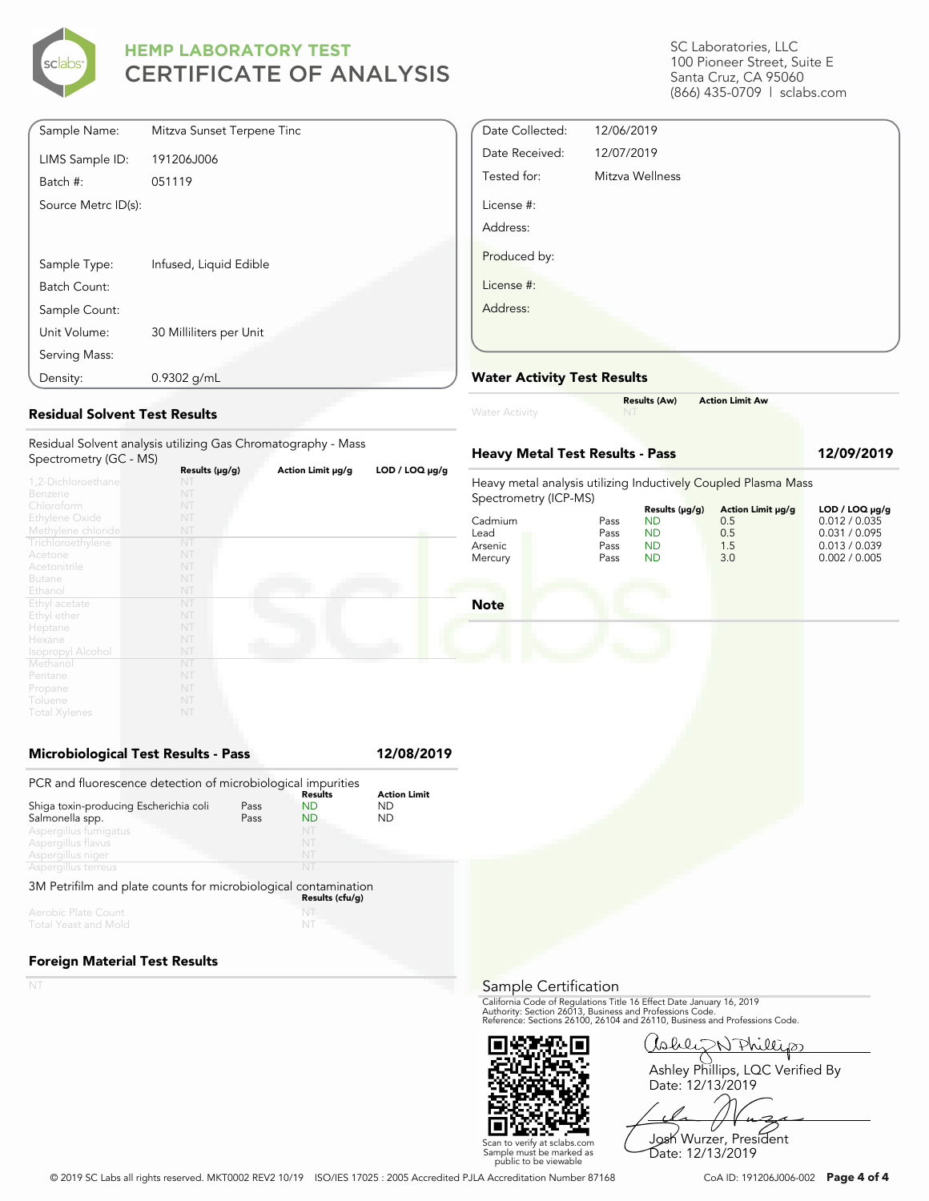# HEMP LABORATORY TEST
# CERTIFICATE OF ANALYSIS

SC Laboratories, LLC
100 Pioneer Street, Suite E
Santa Cruz, CA 95060
(866) 435-0709 | sclabs.com

| | |
|---|---|
| Sample Name: | Mitzva Sunset Terpene Tinc |
| LIMS Sample ID: | 191206J006 |
| Batch #: | 051119 |
| Source Metrc ID(s): | |
| Sample Type: | Infused, Liquid Edible |
| Batch Count: | |
| Sample Count: | |
| Unit Volume: | 30 Milliliters per Unit |
| Serving Mass: | |
| Density: | 0.9302 g/mL |

| | |
|---|---|
| Date Collected: | 12/06/2019 |
| Date Received: | 12/07/2019 |
| Tested for: | Mitzva Wellness |
| License #: | |
| Address: | |
| Produced by: | |
| License #: | |
| Address: | |

## Residual Solvent Test Results

Residual Solvent analysis utilizing Gas Chromatography - Mass Spectrometry (GC - MS)

| | Results (µg/g) | Action Limit µg/g | LOD / LOQ µg/g |
|---|---|---|---|
| 1,2-Dichloroethane | NT | | |
| Benzene | NT | | |
| Chloroform | NT | | |
| Ethylene Oxide | NT | | |
| Methylene chloride | NT | | |
| Trichloroethylene | NT | | |
| Acetone | NT | | |
| Acetonitrile | NT | | |
| Butane | NT | | |
| Ethanol | NT | | |
| Ethyl acetate | NT | | |
| Ethyl ether | NT | | |
| Heptane | NT | | |
| Hexane | NT | | |
| Isopropyl Alcohol | NT | | |
| Methanol | NT | | |
| Pentane | NT | | |
| Propane | NT | | |
| Toluene | NT | | |
| Total Xylenes | NT | | |

## Water Activity Test Results

| | Results (Aw) | Action Limit Aw |
|---|---|---|
| Water Activity | NT | |

## Heavy Metal Test Results - Pass — 12/09/2019

Heavy metal analysis utilizing Inductively Coupled Plasma Mass Spectrometry (ICP-MS)

| | | Results (µg/g) | Action Limit µg/g | LOD / LOQ µg/g |
|---|---|---|---|---|
| Cadmium | Pass | ND | 0.5 | 0.012 / 0.035 |
| Lead | Pass | ND | 0.5 | 0.031 / 0.095 |
| Arsenic | Pass | ND | 1.5 | 0.013 / 0.039 |
| Mercury | Pass | ND | 3.0 | 0.002 / 0.005 |

## Note

## Microbiological Test Results - Pass — 12/08/2019

PCR and fluorescence detection of microbiological impurities

| | | Results | Action Limit |
|---|---|---|---|
| Shiga toxin-producing Escherichia coli | Pass | ND | ND |
| Salmonella spp. | Pass | ND | ND |
| Aspergillus fumigatus | | NT | |
| Aspergillus flavus | | NT | |
| Aspergillus niger | | NT | |
| Aspergillus terreus | | NT | |

3M Petrifilm and plate counts for microbiological contamination

| | Results (cfu/g) |
|---|---|
| Aerobic Plate Count | NT |
| Total Yeast and Mold | NT |

## Foreign Material Test Results

NT

## Sample Certification

California Code of Regulations Title 16 Effect Date January 16, 2019
Authority: Section 26013, Business and Professions Code.
Reference: Sections 26100, 26104 and 26110, Business and Professions Code.

Scan to verify at sclabs.com
Sample must be marked as public to be viewable

Ashley Phillips, LQC Verified By
Date: 12/13/2019

Josh Wurzer, President
Date: 12/13/2019

© 2019 SC Labs all rights reserved. MKT0002 REV2 10/19 ISO/IES 17025 : 2005 Accredited PJLA Accreditation Number 87168

CoA ID: 191206J006-002